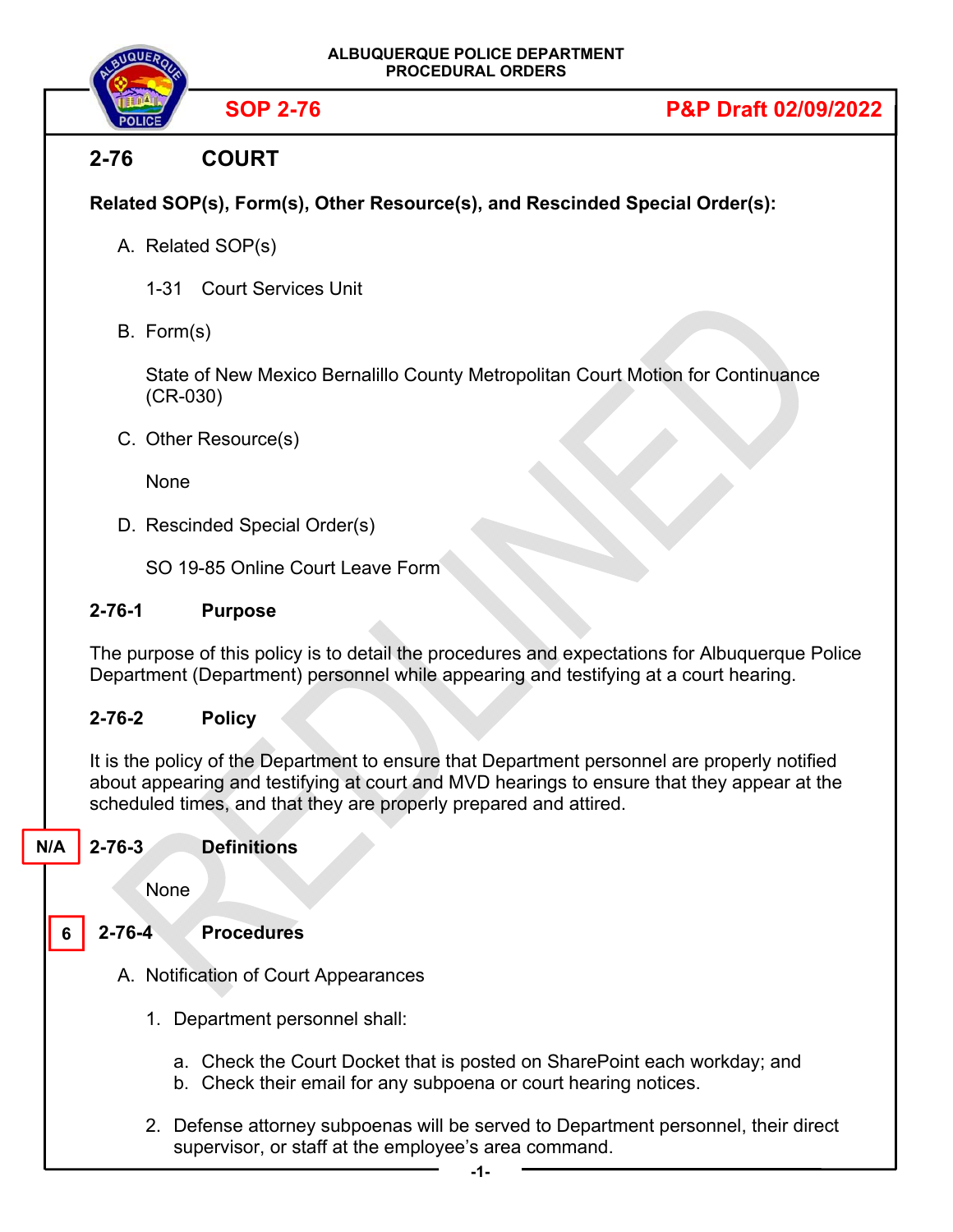ALBUQUERQUE POLICE DEPARTMENT
PROCEDURAL ORDERS

**SOP 2-76** **P&P Draft 02/09/2022**

## 2-76 COURT

**Related SOP(s), Form(s), Other Resource(s), and Rescinded Special Order(s):**

A. Related SOP(s)

1-31 Court Services Unit

B. Form(s)

State of New Mexico Bernalillo County Metropolitan Court Motion for Continuance (CR-030)

C. Other Resource(s)

None

D. Rescinded Special Order(s)

SO 19-85 Online Court Leave Form

### 2-76-1 Purpose

The purpose of this policy is to detail the procedures and expectations for Albuquerque Police Department (Department) personnel while appearing and testifying at a court hearing.

### 2-76-2 Policy

It is the policy of the Department to ensure that Department personnel are properly notified about appearing and testifying at court and MVD hearings to ensure that they appear at the scheduled times, and that they are properly prepared and attired.

N/A

### 2-76-3 Definitions

None

6

### 2-76-4 Procedures

A. Notification of Court Appearances

1. Department personnel shall:

   a. Check the Court Docket that is posted on SharePoint each workday; and
   b. Check their email for any subpoena or court hearing notices.

2. Defense attorney subpoenas will be served to Department personnel, their direct supervisor, or staff at the employee's area command.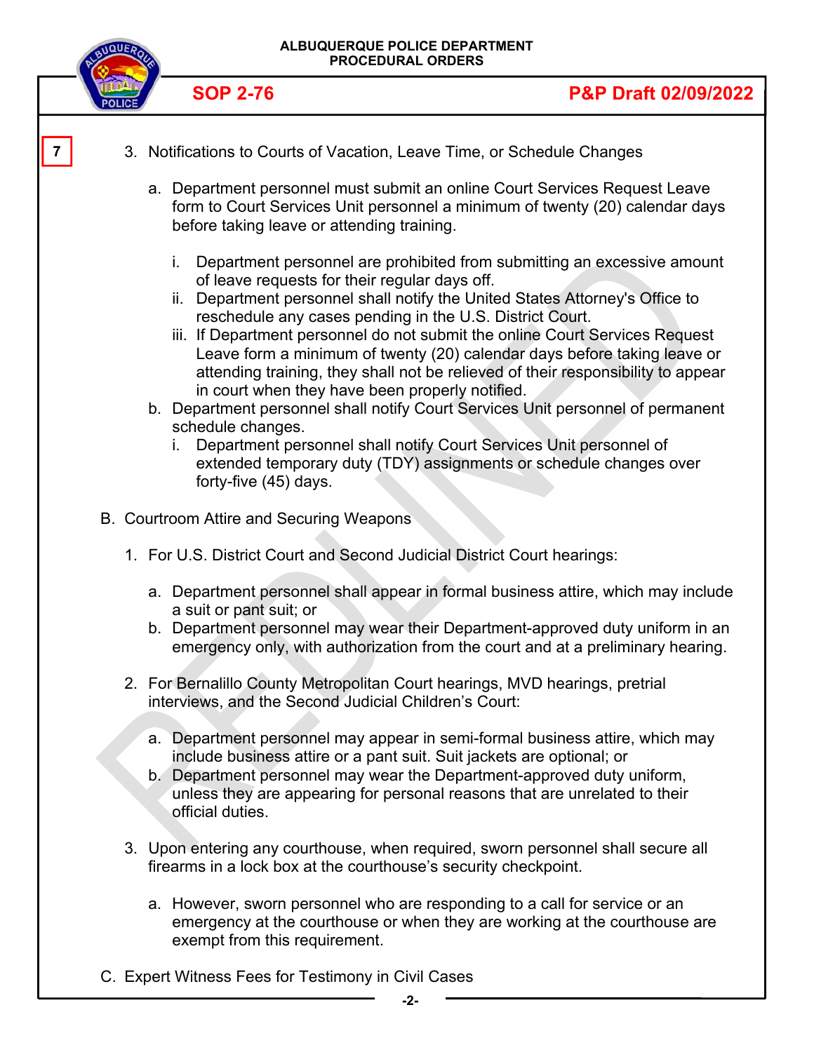7

3. Notifications to Courts of Vacation, Leave Time, or Schedule Changes

   a. Department personnel must submit an online Court Services Request Leave form to Court Services Unit personnel a minimum of twenty (20) calendar days before taking leave or attending training.

      i. Department personnel are prohibited from submitting an excessive amount of leave requests for their regular days off.
      ii. Department personnel shall notify the United States Attorney's Office to reschedule any cases pending in the U.S. District Court.
      iii. If Department personnel do not submit the online Court Services Request Leave form a minimum of twenty (20) calendar days before taking leave or attending training, they shall not be relieved of their responsibility to appear in court when they have been properly notified.

   b. Department personnel shall notify Court Services Unit personnel of permanent schedule changes.

      i. Department personnel shall notify Court Services Unit personnel of extended temporary duty (TDY) assignments or schedule changes over forty-five (45) days.

B. Courtroom Attire and Securing Weapons

1. For U.S. District Court and Second Judicial District Court hearings:

   a. Department personnel shall appear in formal business attire, which may include a suit or pant suit; or
   b. Department personnel may wear their Department-approved duty uniform in an emergency only, with authorization from the court and at a preliminary hearing.

2. For Bernalillo County Metropolitan Court hearings, MVD hearings, pretrial interviews, and the Second Judicial Children's Court:

   a. Department personnel may appear in semi-formal business attire, which may include business attire or a pant suit. Suit jackets are optional; or
   b. Department personnel may wear the Department-approved duty uniform, unless they are appearing for personal reasons that are unrelated to their official duties.

3. Upon entering any courthouse, when required, sworn personnel shall secure all firearms in a lock box at the courthouse's security checkpoint.

   a. However, sworn personnel who are responding to a call for service or an emergency at the courthouse or when they are working at the courthouse are exempt from this requirement.

C. Expert Witness Fees for Testimony in Civil Cases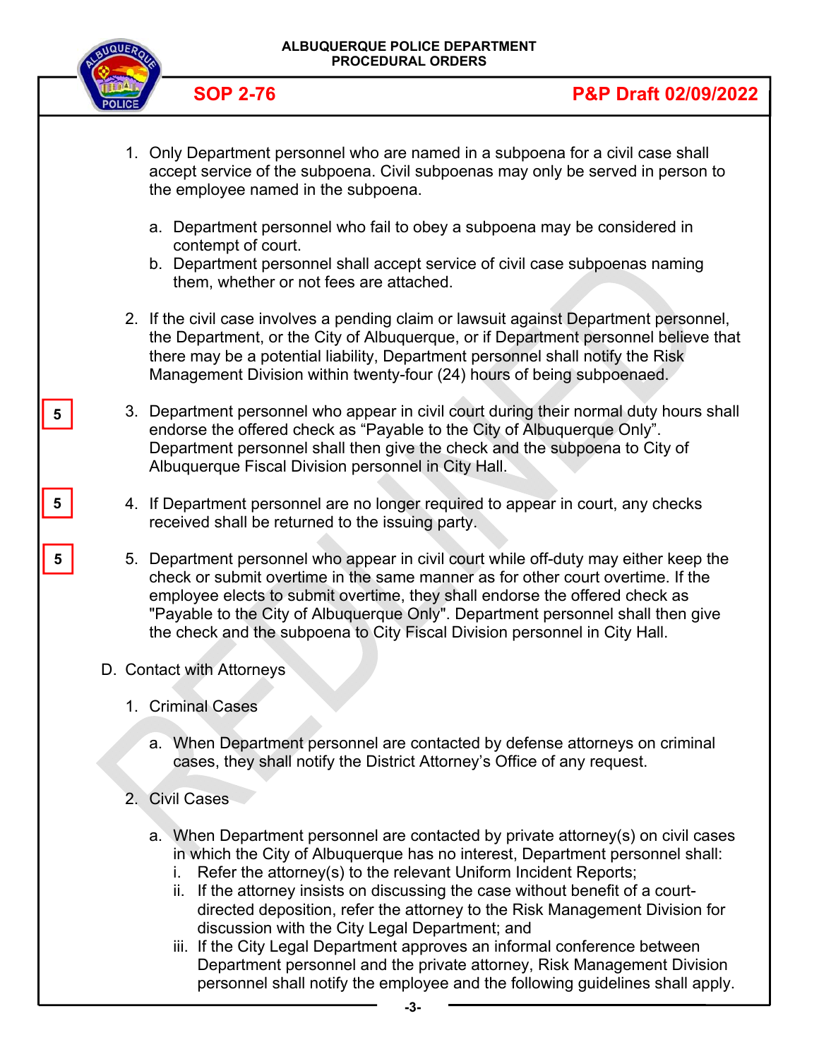1. Only Department personnel who are named in a subpoena for a civil case shall accept service of the subpoena. Civil subpoenas may only be served in person to the employee named in the subpoena.

    a. Department personnel who fail to obey a subpoena may be considered in contempt of court.
    b. Department personnel shall accept service of civil case subpoenas naming them, whether or not fees are attached.

2. If the civil case involves a pending claim or lawsuit against Department personnel, the Department, or the City of Albuquerque, or if Department personnel believe that there may be a potential liability, Department personnel shall notify the Risk Management Division within twenty-four (24) hours of being subpoenaed.

5

3. Department personnel who appear in civil court during their normal duty hours shall endorse the offered check as "Payable to the City of Albuquerque Only". Department personnel shall then give the check and the subpoena to City of Albuquerque Fiscal Division personnel in City Hall.

5

4. If Department personnel are no longer required to appear in court, any checks received shall be returned to the issuing party.

5

5. Department personnel who appear in civil court while off-duty may either keep the check or submit overtime in the same manner as for other court overtime. If the employee elects to submit overtime, they shall endorse the offered check as "Payable to the City of Albuquerque Only". Department personnel shall then give the check and the subpoena to City Fiscal Division personnel in City Hall.

D. Contact with Attorneys

1. Criminal Cases

    a. When Department personnel are contacted by defense attorneys on criminal cases, they shall notify the District Attorney's Office of any request.

2. Civil Cases

    a. When Department personnel are contacted by private attorney(s) on civil cases in which the City of Albuquerque has no interest, Department personnel shall:
        i. Refer the attorney(s) to the relevant Uniform Incident Reports;
        ii. If the attorney insists on discussing the case without benefit of a court-directed deposition, refer the attorney to the Risk Management Division for discussion with the City Legal Department; and
        iii. If the City Legal Department approves an informal conference between Department personnel and the private attorney, Risk Management Division personnel shall notify the employee and the following guidelines shall apply.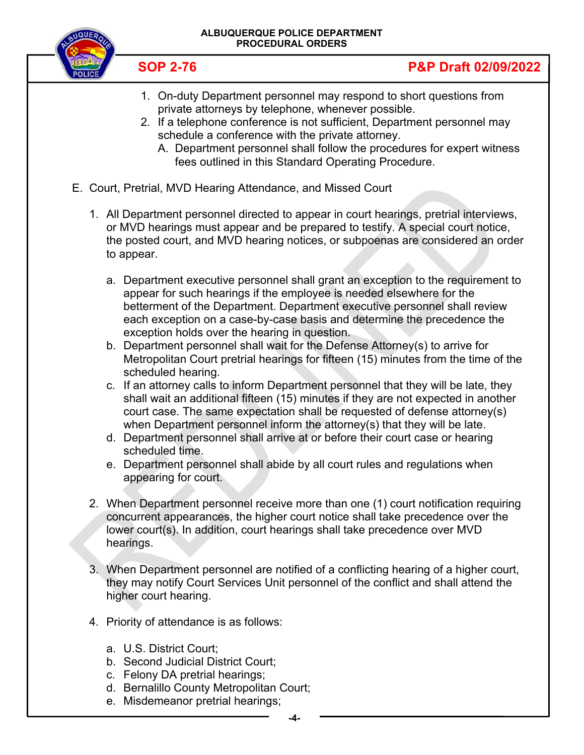1. On-duty Department personnel may respond to short questions from private attorneys by telephone, whenever possible.
2. If a telephone conference is not sufficient, Department personnel may schedule a conference with the private attorney.
   A. Department personnel shall follow the procedures for expert witness fees outlined in this Standard Operating Procedure.

E. Court, Pretrial, MVD Hearing Attendance, and Missed Court

1. All Department personnel directed to appear in court hearings, pretrial interviews, or MVD hearings must appear and be prepared to testify. A special court notice, the posted court, and MVD hearing notices, or subpoenas are considered an order to appear.

   a. Department executive personnel shall grant an exception to the requirement to appear for such hearings if the employee is needed elsewhere for the betterment of the Department. Department executive personnel shall review each exception on a case-by-case basis and determine the precedence the exception holds over the hearing in question.
   b. Department personnel shall wait for the Defense Attorney(s) to arrive for Metropolitan Court pretrial hearings for fifteen (15) minutes from the time of the scheduled hearing.
   c. If an attorney calls to inform Department personnel that they will be late, they shall wait an additional fifteen (15) minutes if they are not expected in another court case. The same expectation shall be requested of defense attorney(s) when Department personnel inform the attorney(s) that they will be late.
   d. Department personnel shall arrive at or before their court case or hearing scheduled time.
   e. Department personnel shall abide by all court rules and regulations when appearing for court.

2. When Department personnel receive more than one (1) court notification requiring concurrent appearances, the higher court notice shall take precedence over the lower court(s). In addition, court hearings shall take precedence over MVD hearings.

3. When Department personnel are notified of a conflicting hearing of a higher court, they may notify Court Services Unit personnel of the conflict and shall attend the higher court hearing.

4. Priority of attendance is as follows:

   a. U.S. District Court;
   b. Second Judicial District Court;
   c. Felony DA pretrial hearings;
   d. Bernalillo County Metropolitan Court;
   e. Misdemeanor pretrial hearings;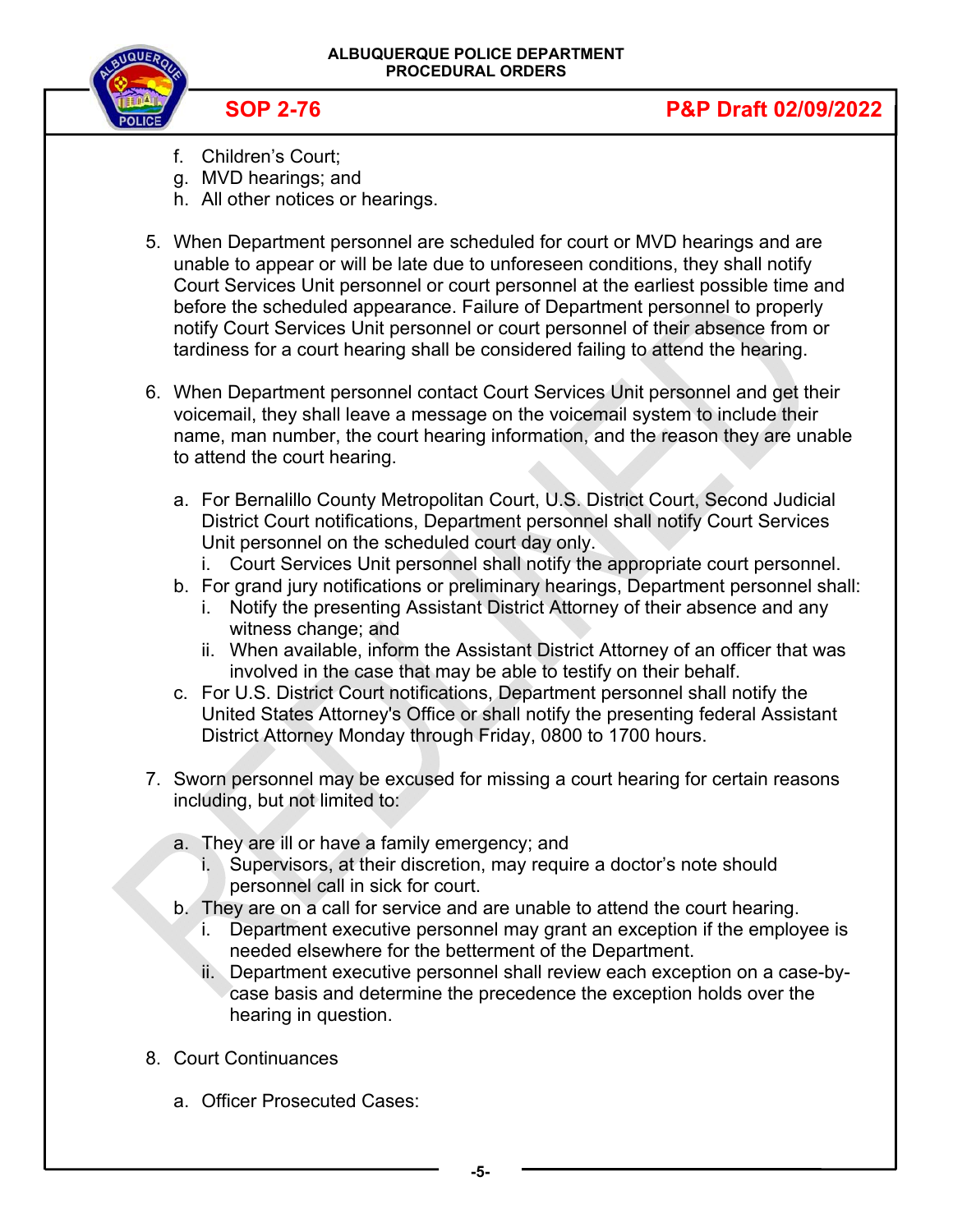f. Children's Court;
g. MVD hearings; and
h. All other notices or hearings.

5. When Department personnel are scheduled for court or MVD hearings and are unable to appear or will be late due to unforeseen conditions, they shall notify Court Services Unit personnel or court personnel at the earliest possible time and before the scheduled appearance. Failure of Department personnel to properly notify Court Services Unit personnel or court personnel of their absence from or tardiness for a court hearing shall be considered failing to attend the hearing.

6. When Department personnel contact Court Services Unit personnel and get their voicemail, they shall leave a message on the voicemail system to include their name, man number, the court hearing information, and the reason they are unable to attend the court hearing.

   a. For Bernalillo County Metropolitan Court, U.S. District Court, Second Judicial District Court notifications, Department personnel shall notify Court Services Unit personnel on the scheduled court day only.
      i. Court Services Unit personnel shall notify the appropriate court personnel.
   b. For grand jury notifications or preliminary hearings, Department personnel shall:
      i. Notify the presenting Assistant District Attorney of their absence and any witness change; and
      ii. When available, inform the Assistant District Attorney of an officer that was involved in the case that may be able to testify on their behalf.
   c. For U.S. District Court notifications, Department personnel shall notify the United States Attorney's Office or shall notify the presenting federal Assistant District Attorney Monday through Friday, 0800 to 1700 hours.

7. Sworn personnel may be excused for missing a court hearing for certain reasons including, but not limited to:

   a. They are ill or have a family emergency; and
      i. Supervisors, at their discretion, may require a doctor's note should personnel call in sick for court.
   b. They are on a call for service and are unable to attend the court hearing.
      i. Department executive personnel may grant an exception if the employee is needed elsewhere for the betterment of the Department.
      ii. Department executive personnel shall review each exception on a case-by-case basis and determine the precedence the exception holds over the hearing in question.

8. Court Continuances

   a. Officer Prosecuted Cases: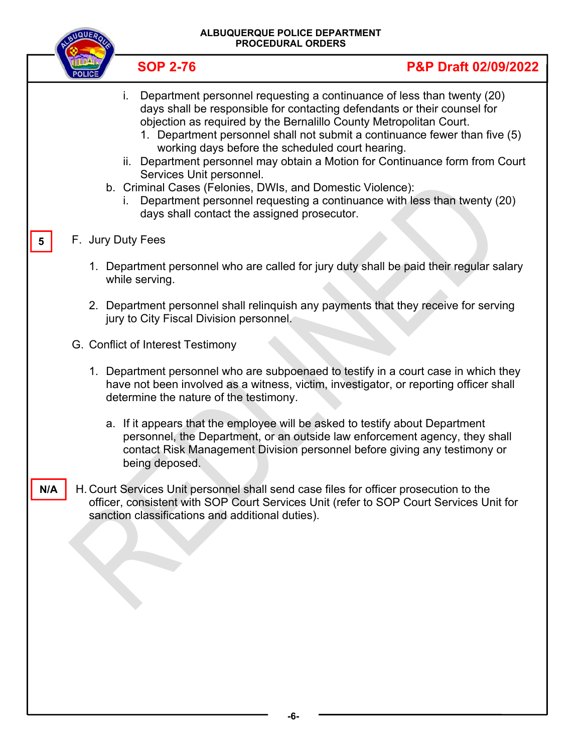i. Department personnel requesting a continuance of less than twenty (20) days shall be responsible for contacting defendants or their counsel for objection as required by the Bernalillo County Metropolitan Court.
   1. Department personnel shall not submit a continuance fewer than five (5) working days before the scheduled court hearing.

ii. Department personnel may obtain a Motion for Continuance form from Court Services Unit personnel.

b. Criminal Cases (Felonies, DWIs, and Domestic Violence):
   i. Department personnel requesting a continuance with less than twenty (20) days shall contact the assigned prosecutor.

5

F. Jury Duty Fees

1. Department personnel who are called for jury duty shall be paid their regular salary while serving.

2. Department personnel shall relinquish any payments that they receive for serving jury to City Fiscal Division personnel.

G. Conflict of Interest Testimony

1. Department personnel who are subpoenaed to testify in a court case in which they have not been involved as a witness, victim, investigator, or reporting officer shall determine the nature of the testimony.

   a. If it appears that the employee will be asked to testify about Department personnel, the Department, or an outside law enforcement agency, they shall contact Risk Management Division personnel before giving any testimony or being deposed.

N/A

H. Court Services Unit personnel shall send case files for officer prosecution to the officer, consistent with SOP Court Services Unit (refer to SOP Court Services Unit for sanction classifications and additional duties).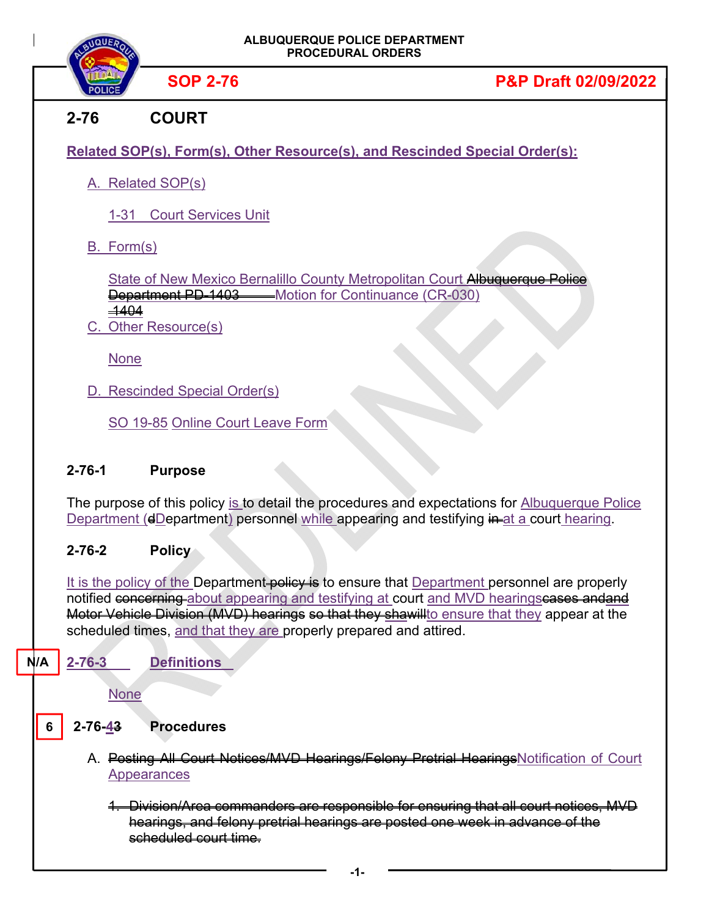# 2-76 COURT

**Related SOP(s), Form(s), Other Resource(s), and Rescinded Special Order(s):**

A. Related SOP(s)

1-31 Court Services Unit

B. Form(s)

State of New Mexico Bernalillo County Metropolitan Court ~~Albuquerque Police Department PD-1403~~ Motion for Continuance (CR-030) ~~-1404~~

C. Other Resource(s)

None

D. Rescinded Special Order(s)

SO 19-85 Online Court Leave Form

## 2-76-1 Purpose

The purpose of this policy is to detail the procedures and expectations for Albuquerque Police Department (~~d~~Department) personnel while appearing and testifying ~~in~~ at a court hearing.

## 2-76-2 Policy

It is the policy of the Department ~~policy is~~ to ensure that Department personnel are properly notified ~~concerning~~ about appearing and testifying at court and MVD hearings~~cases andand Motor Vehicle Division (MVD) hearings so that they shawill~~to ensure that they appear at the scheduled times, and that they are properly prepared and attired.

N/A

## 2-76-3 Definitions

None

6

## 2-76-4~~3~~ Procedures

A. ~~Posting All Court Notices/MVD Hearings/Felony Pretrial Hearings~~Notification of Court Appearances

~~1. Division/Area commanders are responsible for ensuring that all court notices, MVD hearings, and felony pretrial hearings are posted one week in advance of the scheduled court time.~~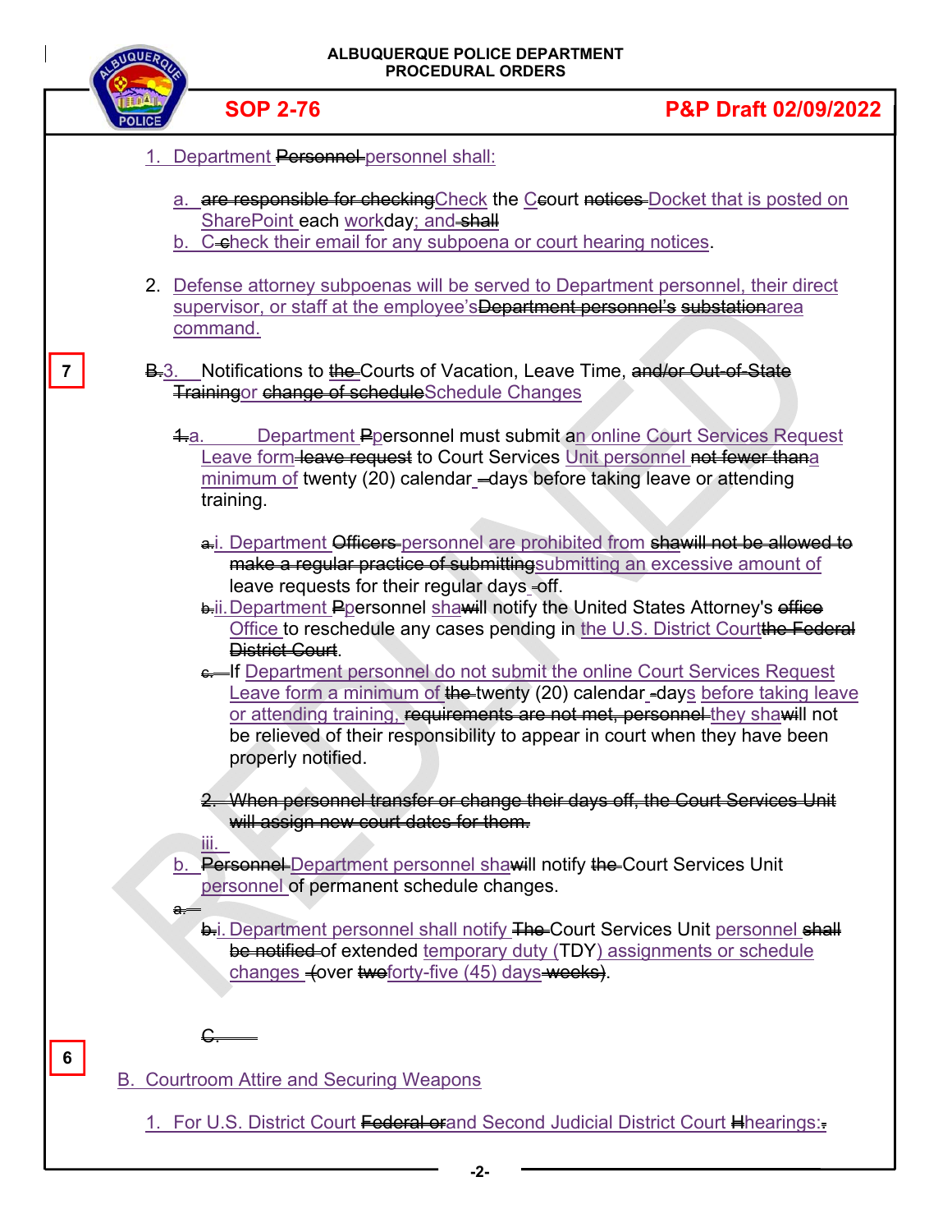1. Department ~~Personnel~~ personnel shall:

   a. ~~are responsible for checking~~Check the C~~c~~ourt ~~notices~~ Docket that is posted on SharePoint each workday; and ~~shall~~
   b. C~~-c~~heck their email for any subpoena or court hearing notices.

2. Defense attorney subpoenas will be served to Department personnel, their direct supervisor, or staff at the employee's ~~Department personnel's~~ ~~substation~~area command.

7

~~B.~~3. Notifications to ~~the~~ Courts of Vacation, Leave Time, ~~and/or Out-of-State Training~~or ~~change of schedule~~Schedule Changes

   ~~1.~~a. Department ~~P~~personnel must submit an online Court Services Request Leave form ~~leave request~~ to Court Services Unit personnel ~~not fewer than~~a minimum of twenty (20) calendar ~~-~~days before taking leave or attending training.

      ~~a.~~i. Department ~~Officers~~ personnel are prohibited from ~~shawill not be allowed to make a regular practice of submitting~~submitting an excessive amount of leave requests for their regular days ~~-~~off.

      ~~b.~~ii. Department ~~P~~personnel sha~~will~~ notify the United States Attorney's ~~office~~ Office to reschedule any cases pending in the U.S. District Court~~the Federal District Court~~.

      ~~c.~~ If Department personnel do not submit the online Court Services Request Leave form a minimum of ~~the~~ twenty (20) calendar ~~-~~days before taking leave or attending training, ~~requirements are not met, personnel~~ they sha~~will~~ not be relieved of their responsibility to appear in court when they have been properly notified.

      ~~2. When personnel transfer or change their days off, the Court Services Unit will assign new court dates for them.~~

      iii.

   b. ~~Personnel~~ Department personnel sha~~will~~ notify ~~the~~ Court Services Unit personnel of permanent schedule changes.

      ~~a.~~

      ~~b.~~i. Department personnel shall notify ~~The~~ Court Services Unit personnel ~~shall be notified~~ of extended temporary duty (TDY) assignments or schedule changes ~~(~~over ~~two~~forty-five (45) days ~~weeks)~~.

   ~~C.~~

6

B. Courtroom Attire and Securing Weapons

1. For U.S. District Court ~~Federal or~~and Second Judicial District Court ~~H~~hearings:~~.~~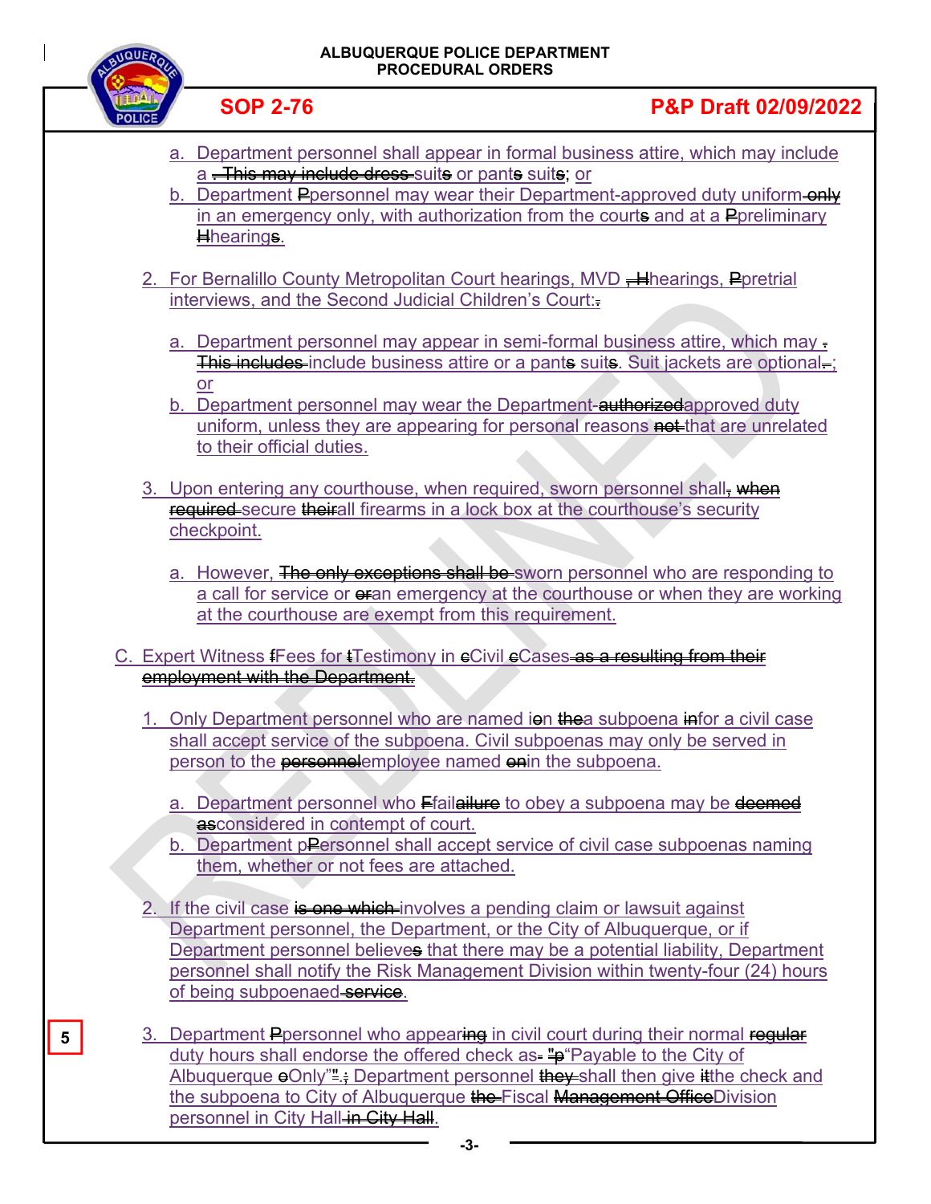a. Department personnel shall appear in formal business attire, which may include a . This may include dress suits or pants suits; or
b. Department Ppersonnel may wear their Department-approved duty uniform only in an emergency only, with authorization from the courts and at a Ppreliminary Hhearings.

2. For Bernalillo County Metropolitan Court hearings, MVD , Hhearings, Ppretrial interviews, and the Second Judicial Children's Court:.

   a. Department personnel may appear in semi-formal business attire, which may . This includes include business attire or a pants suits. Suit jackets are optional.; or
   b. Department personnel may wear the Department-authorizedapproved duty uniform, unless they are appearing for personal reasons not that are unrelated to their official duties.

3. Upon entering any courthouse, when required, sworn personnel shall, when required secure theirall firearms in a lock box at the courthouse's security checkpoint.

   a. However, The only exceptions shall be sworn personnel who are responding to a call for service or oran emergency at the courthouse or when they are working at the courthouse are exempt from this requirement.

C. Expert Witness fFees for tTestimony in cCivil cCases as a resulting from their employment with the Department.

1. Only Department personnel who are named ion thea subpoena infor a civil case shall accept service of the subpoena. Civil subpoenas may only be served in person to the personnelemployee named onin the subpoena.

   a. Department personnel who Ffailailure to obey a subpoena may be deemed asconsidered in contempt of court.
   b. Department pPersonnel shall accept service of civil case subpoenas naming them, whether or not fees are attached.

2. If the civil case is one which involves a pending claim or lawsuit against Department personnel, the Department, or the City of Albuquerque, or if Department personnel believes that there may be a potential liability, Department personnel shall notify the Risk Management Division within twenty-four (24) hours of being subpoenaed service.

3. Department Ppersonnel who appearing in civil court during their normal regular duty hours shall endorse the offered check as- "p"Payable to the City of Albuquerque oOnly"".; Department personnel they shall then give itthe check and the subpoena to City of Albuquerque the Fiscal Management OfficeDivision personnel in City Hall in City Hall.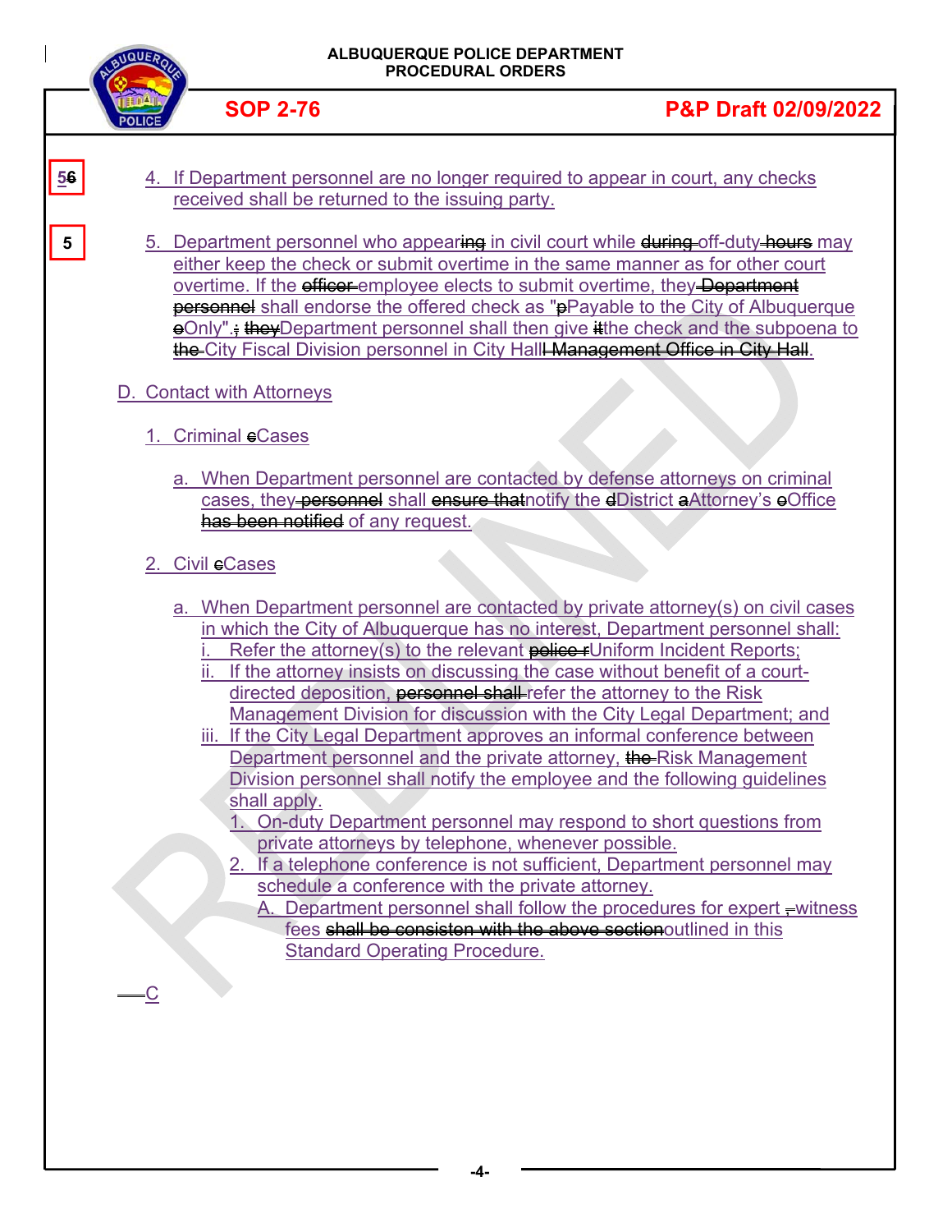56

4. If Department personnel are no longer required to appear in court, any checks received shall be returned to the issuing party.

5

5. Department personnel who appearing in civil court while during off-duty hours may either keep the check or submit overtime in the same manner as for other court overtime. If the officer employee elects to submit overtime, they Department personnel shall endorse the offered check as "pPayable to the City of Albuquerque oOnly".; theyDepartment personnel shall then give itthe check and the subpoena to the City Fiscal Division personnel in City HallI Management Office in City Hall.

D. Contact with Attorneys

1. Criminal cCases

a. When Department personnel are contacted by defense attorneys on criminal cases, they personnel shall ensure thatnotify the dDistrict aAttorney's oOffice has been notified of any request.

2. Civil cCases

a. When Department personnel are contacted by private attorney(s) on civil cases in which the City of Albuquerque has no interest, Department personnel shall:
   i. Refer the attorney(s) to the relevant police rUniform Incident Reports;
   ii. If the attorney insists on discussing the case without benefit of a court-directed deposition, personnel shall refer the attorney to the Risk Management Division for discussion with the City Legal Department; and
   iii. If the City Legal Department approves an informal conference between Department personnel and the private attorney, the Risk Management Division personnel shall notify the employee and the following guidelines shall apply.
      1. On-duty Department personnel may respond to short questions from private attorneys by telephone, whenever possible.
      2. If a telephone conference is not sufficient, Department personnel may schedule a conference with the private attorney.
         A. Department personnel shall follow the procedures for expert ,witness fees shall be consisten with the above sectionoutlined in this Standard Operating Procedure.

C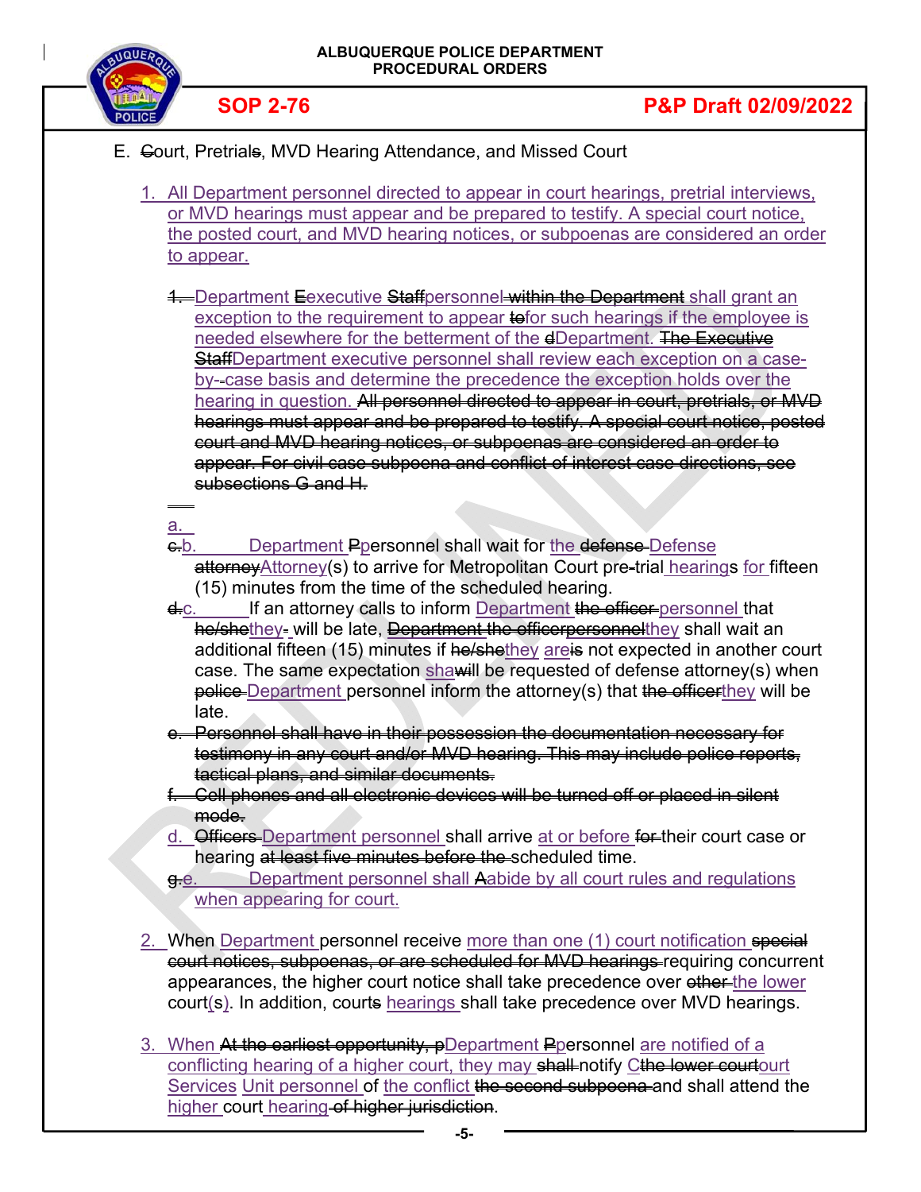E. ~~C~~ourt, Pretrial~~s~~, MVD Hearing Attendance, and Missed Court

1. All Department personnel directed to appear in court hearings, pretrial interviews, or MVD hearings must appear and be prepared to testify. A special court notice, the posted court, and MVD hearing notices, or subpoenas are considered an order to appear.

   ~~1.~~ Department ~~E~~executive ~~Staff~~personnel ~~within the Department~~ shall grant an exception to the requirement to appear ~~to~~for such hearings if the employee is needed elsewhere for the betterment of the ~~d~~Department. ~~The Executive Staff~~Department executive personnel shall review each exception on a case-by-~~-~~case basis and determine the precedence the exception holds over the hearing in question. ~~All personnel directed to appear in court, pretrials, or MVD hearings must appear and be prepared to testify. A special court notice, posted court and MVD hearing notices, or subpoenas are considered an order to appear. For civil case subpoena and conflict of interest case directions, see subsections G and H.~~

   a.

   ~~c.~~b. Department ~~P~~personnel shall wait for the ~~defense~~ Defense ~~attorney~~Attorney(s) to arrive for Metropolitan Court pre~~-~~trial hearings for fifteen (15) minutes from the time of the scheduled hearing.

   ~~d.~~c. If an attorney calls to inform Department ~~the officer~~ personnel that ~~he/she~~they ~~-~~ will be late, ~~Department the officerpersonnel~~they shall wait an additional fifteen (15) minutes if ~~he/she~~they are~~is~~ not expected in another court case. The same expectation sha~~will~~ be requested of defense attorney(s) when ~~police~~ Department personnel inform the attorney(s) that ~~the officer~~they will be late.

   ~~e. Personnel shall have in their possession the documentation necessary for testimony in any court and/or MVD hearing. This may include police reports, tactical plans, and similar documents.~~

   ~~f. Cell phones and all electronic devices will be turned off or placed in silent mode.~~

   d. ~~Officers~~ Department personnel shall arrive at or before ~~for~~ their court case or hearing ~~at least five minutes before the~~ scheduled time.

   ~~g.~~e. Department personnel shall ~~A~~abide by all court rules and regulations when appearing for court.

2. When Department personnel receive more than one (1) court notification ~~special court notices, subpoenas, or are scheduled for MVD hearings~~ requiring concurrent appearances, the higher court notice shall take precedence over ~~other~~ the lower court(s). In addition, court~~s~~ hearings shall take precedence over MVD hearings.

3. When ~~At the earliest opportunity, p~~Department ~~P~~personnel are notified of a conflicting hearing of a higher court, they may ~~shall~~ notify C~~the lower court~~ourt Services Unit personnel of the conflict ~~the second subpoena~~ and shall attend the higher court hearing ~~of higher jurisdiction~~.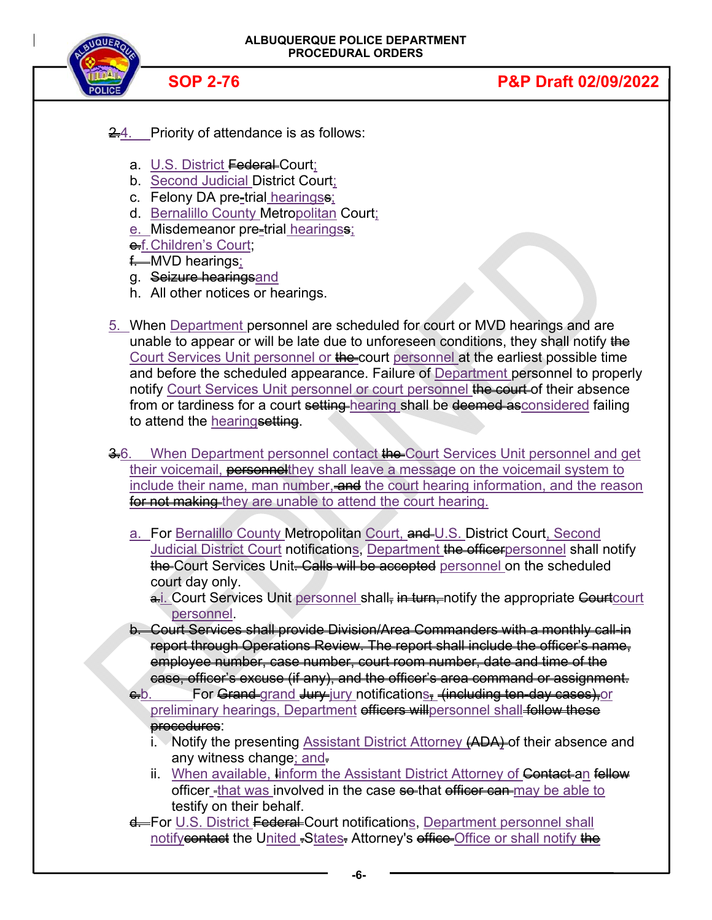~~2.~~4. Priority of attendance is as follows:

a. U.S. District ~~Federal~~ Court;
b. Second Judicial District Court;
c. Felony DA pre-trial hearings~~s~~;
d. Bernalillo County Metropolitan Court;
e. Misdemeanor pre-trial hearings~~s~~;
~~e.~~f. Children's Court;
~~f.~~ MVD hearings;
g. ~~Seizure hearings~~and
h. All other notices or hearings.

5. When Department personnel are scheduled for court or MVD hearings and are unable to appear or will be late due to unforeseen conditions, they shall notify ~~the~~ Court Services Unit personnel or ~~the~~ court personnel at the earliest possible time and before the scheduled appearance. Failure of Department personnel to properly notify Court Services Unit personnel or court personnel ~~the court~~ of their absence from or tardiness for a court ~~setting~~ hearing shall be ~~deemed as~~considered failing to attend the hearing~~setting~~.

~~3.~~6. When Department personnel contact ~~the~~ Court Services Unit personnel and get their voicemail, ~~personnel~~they shall leave a message on the voicemail system to include their name, man number, ~~and~~ the court hearing information, and the reason ~~for not making~~ they are unable to attend the court hearing.

a. For Bernalillo County Metropolitan Court, ~~and~~ U.S. District Court, Second Judicial District Court notifications, Department ~~the officer~~personnel shall notify ~~the~~ Court Services Unit~~. Calls will be accepted~~ personnel on the scheduled court day only.
   ~~a.~~i. Court Services Unit personnel shall~~, in turn,~~ notify the appropriate ~~Court~~court personnel.

~~b. Court Services shall provide Division/Area Commanders with a monthly call-in report through Operations Review. The report shall include the officer's name, employee number, case number, court room number, date and time of the case, officer's excuse (if any), and the officer's area command or assignment.~~

~~c.~~b. For ~~Grand~~ grand ~~Jury~~ jury notifications~~,~~ ~~(including ten-day cases),~~or preliminary hearings, Department ~~officers will~~personnel shall ~~follow these procedures~~:
   i. Notify the presenting Assistant District Attorney ~~(ADA)~~ of their absence and any witness change; and~~.~~
   ii. When available, ~~I~~inform the Assistant District Attorney of ~~Contact~~ an ~~fellow~~ officer ~~-~~that was involved in the case ~~so~~ that ~~officer can~~ may be able to testify on their behalf.

~~d.~~ For U.S. District ~~Federal~~ Court notifications, Department personnel shall notify~~contact~~ the United ~~-~~States~~.~~ Attorney's ~~office~~ Office or shall notify ~~the~~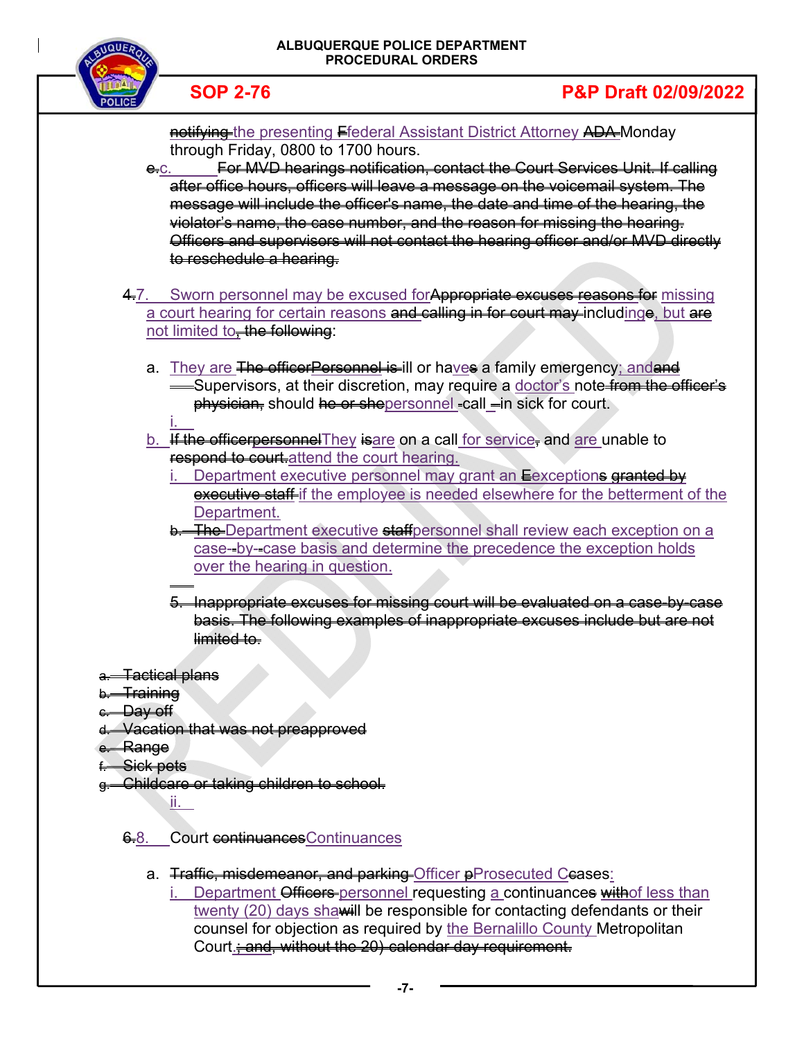notifying the presenting Ffederal Assistant District Attorney ADA Monday through Friday, 0800 to 1700 hours.

e.c. For MVD hearings notification, contact the Court Services Unit. If calling after office hours, officers will leave a message on the voicemail system. The message will include the officer's name, the date and time of the hearing, the violator's name, the case number, and the reason for missing the hearing. Officers and supervisors will not contact the hearing officer and/or MVD directly to reschedule a hearing.

4.7. Sworn personnel may be excused forAppropriate excuses reasons for missing a court hearing for certain reasons and calling in for court may includinge, but are not limited to, the following:

a. They are The officerPersonnel is ill or haves a family emergency; andand
   Supervisors, at their discretion, may require a doctor's note from the officer's physician, should he or shepersonnel call in sick for court.
   i.

b. If the officerpersonnelThey isare on a call for service, and are unable to respond to court.attend the court hearing.
   i. Department executive personnel may grant an Eexceptions granted by executive staff if the employee is needed elsewhere for the betterment of the Department.
   b. The Department executive staffpersonnel shall review each exception on a case-by-case basis and determine the precedence the exception holds over the hearing in question.

   5. Inappropriate excuses for missing court will be evaluated on a case-by-case basis. The following examples of inappropriate excuses include but are not limited to.

a. Tactical plans
b. Training
c. Day off
d. Vacation that was not preapproved
e. Range
f. Sick pets
g. Childcare or taking children to school.
   ii.

6.8. Court continuancesContinuances

a. Traffic, misdemeanor, and parking Officer pProsecuted Ccases:
   i. Department Officers personnel requesting a continuances withof less than twenty (20) days shawill be responsible for contacting defendants or their counsel for objection as required by the Bernalillo County Metropolitan Court.; and, without the 20) calendar day requirement.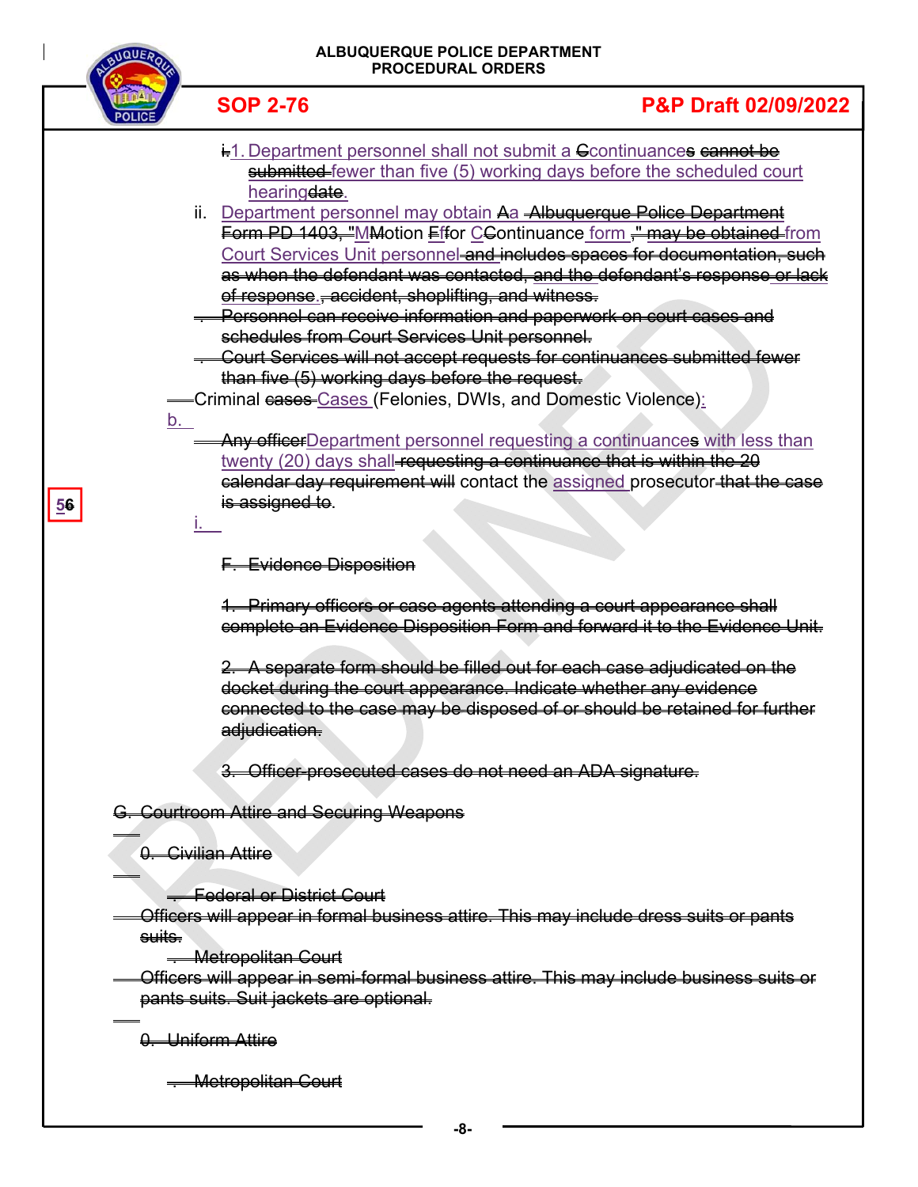~~i.~~1. Department personnel shall not submit a ~~C~~continuances ~~cannot be submitted~~ fewer than five (5) working days before the scheduled court hearing~~date~~.

ii. Department personnel may obtain ~~A~~a ~~Albuquerque Police Department Form PD 1403, "~~MMotion ~~F~~for ~~C~~Continuance form ~~," may be obtained~~ from Court Services Unit personnel ~~and includes spaces for documentation, such as when the defendant was contacted, and the defendant's response or lack of response~~., ~~accident, shoplifting, and witness.~~

~~Personnel can receive information and paperwork on court cases and schedules from Court Services Unit personnel.~~

~~Court Services will not accept requests for continuances submitted fewer than five (5) working days before the request.~~

b. Criminal ~~cases~~ Cases (Felonies, DWIs, and Domestic Violence):

i. ~~Any officer~~Department personnel requesting a continuances with less than twenty (20) days shall ~~requesting a continuance that is within the 20 calendar day requirement will~~ contact the assigned prosecutor ~~that the case is assigned to~~.

56

~~F. Evidence Disposition~~

~~1. Primary officers or case agents attending a court appearance shall complete an Evidence Disposition Form and forward it to the Evidence Unit.~~

~~2. A separate form should be filled out for each case adjudicated on the docket during the court appearance. Indicate whether any evidence connected to the case may be disposed of or should be retained for further adjudication.~~

~~3. Officer-prosecuted cases do not need an ADA signature.~~

~~G. Courtroom Attire and Securing Weapons~~

~~0. Civilian Attire~~

~~Federal or District Court~~

~~Officers will appear in formal business attire. This may include dress suits or pants suits.~~

~~Metropolitan Court~~

~~Officers will appear in semi-formal business attire. This may include business suits or pants suits. Suit jackets are optional.~~

~~0. Uniform Attire~~

~~Metropolitan Court~~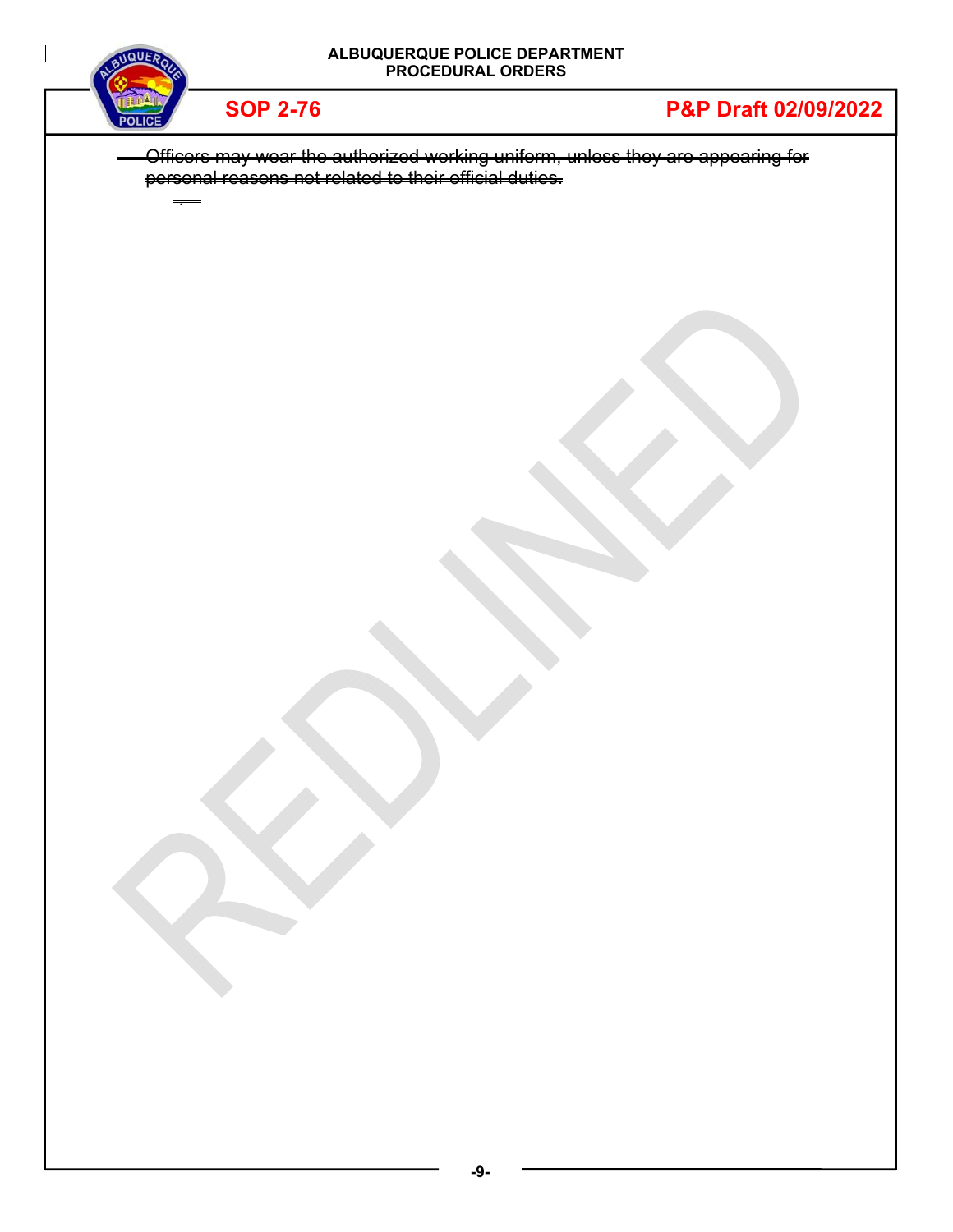~~Officers may wear the authorized working uniform, unless they are appearing for personal reasons not related to their official duties.~~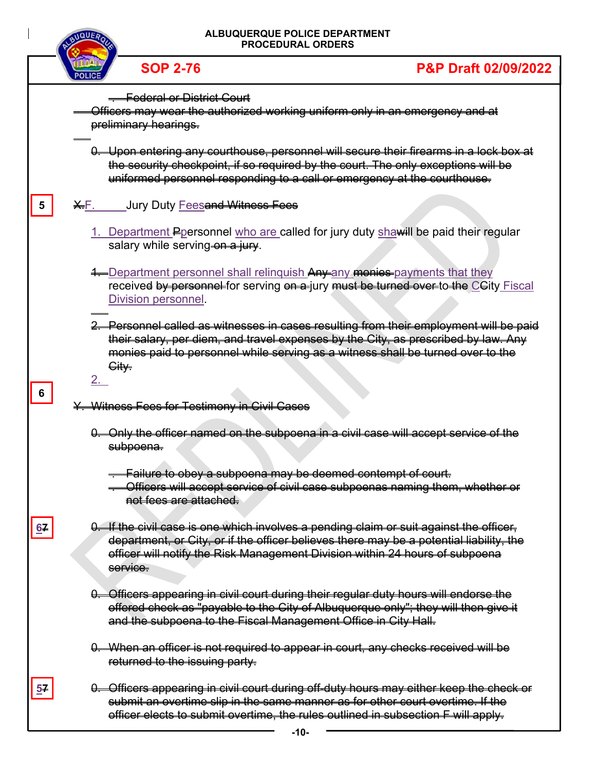~~Federal or District Court~~

~~Officers may wear the authorized working uniform only in an emergency and at preliminary hearings.~~

~~0. Upon entering any courthouse, personnel will secure their firearms in a lock box at the security checkpoint, if so required by the court. The only exceptions will be uniformed personnel responding to a call or emergency at the courthouse.~~

5

~~X.~~F. Jury Duty Fees~~and Witness Fees~~

1. Department ~~P~~personnel who are called for jury duty sha~~will~~ be paid their regular salary while serving ~~on a jury~~.

~~1.~~ Department personnel shall relinquish ~~Any~~ any ~~monies~~ payments that they received ~~by personnel~~ for serving ~~on a~~ jury ~~must be turned over~~ to the C~~C~~ity Fiscal Division personnel.

~~2. Personnel called as witnesses in cases resulting from their employment will be paid their salary, per diem, and travel expenses by the City, as prescribed by law. Any monies paid to personnel while serving as a witness shall be turned over to the City.~~

2.

6

~~Y. Witness Fees for Testimony in Civil Cases~~

~~0. Only the officer named on the subpoena in a civil case will accept service of the subpoena.~~

~~Failure to obey a subpoena may be deemed contempt of court.~~

~~Officers will accept service of civil case subpoenas naming them, whether or not fees are attached.~~

6~~7~~

~~0. If the civil case is one which involves a pending claim or suit against the officer, department, or City, or if the officer believes there may be a potential liability, the officer will notify the Risk Management Division within 24 hours of subpoena service.~~

~~0. Officers appearing in civil court during their regular duty hours will endorse the offered check as "payable to the City of Albuquerque only"; they will then give it and the subpoena to the Fiscal Management Office in City Hall.~~

~~0. When an officer is not required to appear in court, any checks received will be returned to the issuing party.~~

5~~7~~

~~0. Officers appearing in civil court during off-duty hours may either keep the check or submit an overtime slip in the same manner as for other court overtime. If the officer elects to submit overtime, the rules outlined in subsection F will apply.~~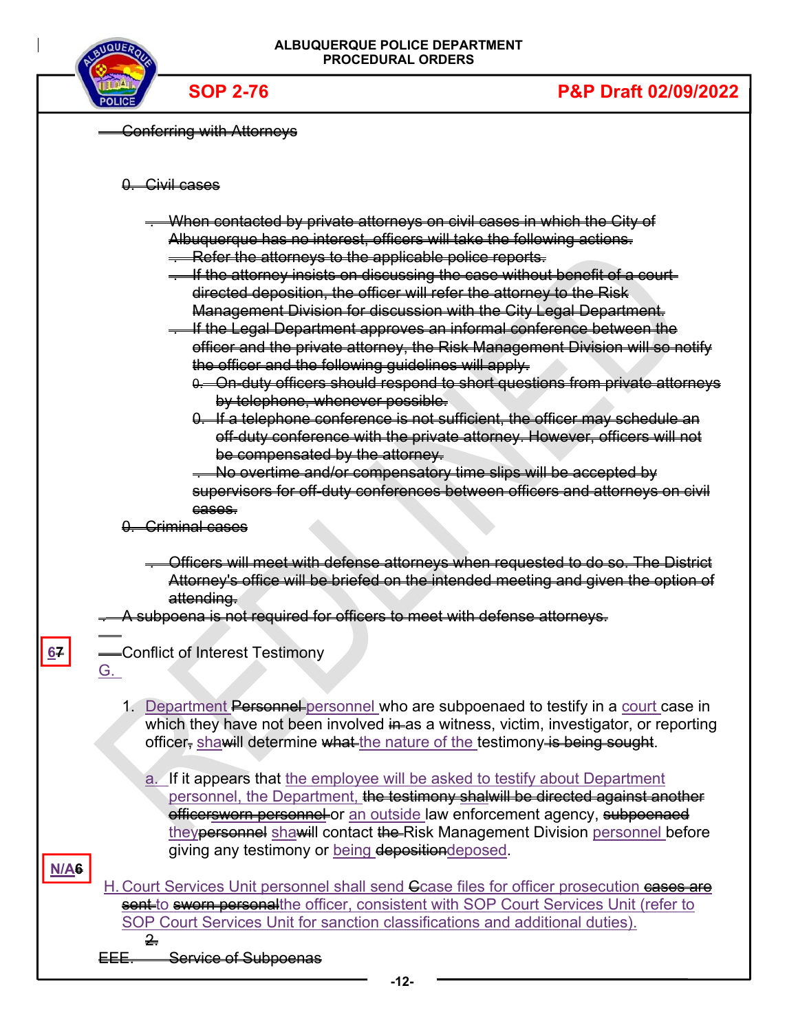~~Conferring with Attorneys~~

~~0. Civil cases~~

~~When contacted by private attorneys on civil cases in which the City of Albuquerque has no interest, officers will take the following actions.~~

~~Refer the attorneys to the applicable police reports.~~

~~If the attorney insists on discussing the case without benefit of a court-directed deposition, the officer will refer the attorney to the Risk Management Division for discussion with the City Legal Department.~~

~~If the Legal Department approves an informal conference between the officer and the private attorney, the Risk Management Division will so notify the officer and the following guidelines will apply.~~

~~0. On-duty officers should respond to short questions from private attorneys by telephone, whenever possible.~~

~~0. If a telephone conference is not sufficient, the officer may schedule an off-duty conference with the private attorney. However, officers will not be compensated by the attorney.~~

~~No overtime and/or compensatory time slips will be accepted by supervisors for off-duty conferences between officers and attorneys on civil cases.~~

~~0. Criminal cases~~

~~Officers will meet with defense attorneys when requested to do so. The District Attorney's office will be briefed on the intended meeting and given the option of attending.~~

~~A subpoena is not required for officers to meet with defense attorneys.~~

6~~7~~

G. Conflict of Interest Testimony

1. Department ~~Personnel~~ personnel who are subpoenaed to testify in a court case in which they have not been involved ~~in~~ as a witness, victim, investigator, or reporting officer~~,~~ shall ~~will~~ determine ~~what~~ the nature of the testimony ~~is being sought~~.

   a. If it appears that the employee will be asked to testify about Department personnel, the Department, ~~the testimony shalwill be directed against another officer~~ ~~sworn personnel~~ or an outside law enforcement agency, ~~subpoenaed~~ they ~~personnel~~ shall ~~will~~ contact ~~the~~ Risk Management Division personnel before giving any testimony or being ~~deposition~~ deposed.

N/A~~6~~

H. Court Services Unit personnel shall send ~~C~~case files for officer prosecution ~~cases are sent~~ to ~~sworn personal~~ the officer, consistent with SOP Court Services Unit (refer to SOP Court Services Unit for sanction classifications and additional duties).

~~2.~~

~~EEE. Service of Subpoenas~~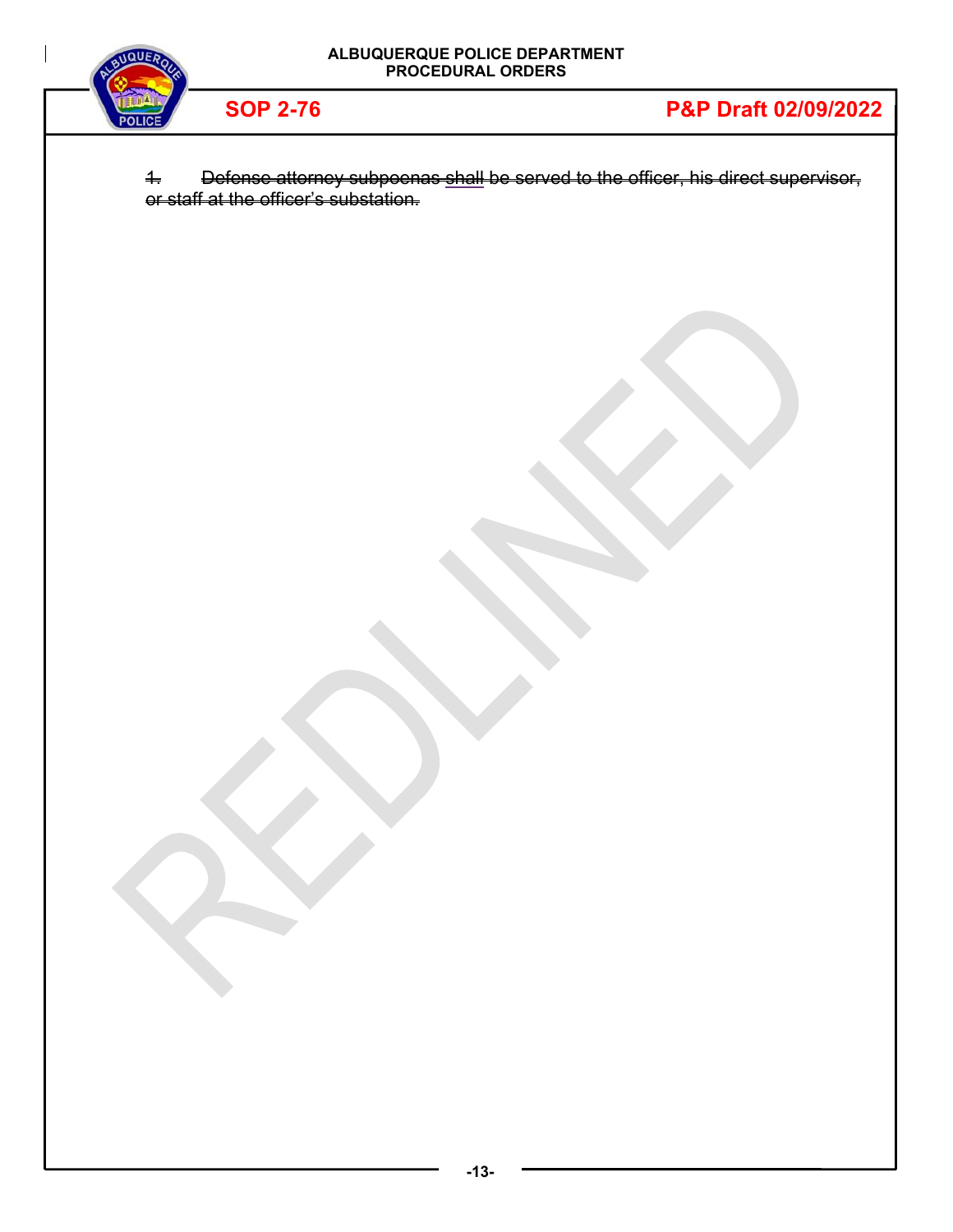~~1. Defense attorney subpoenas shall be served to the officer, his direct supervisor, or staff at the officer's substation.~~